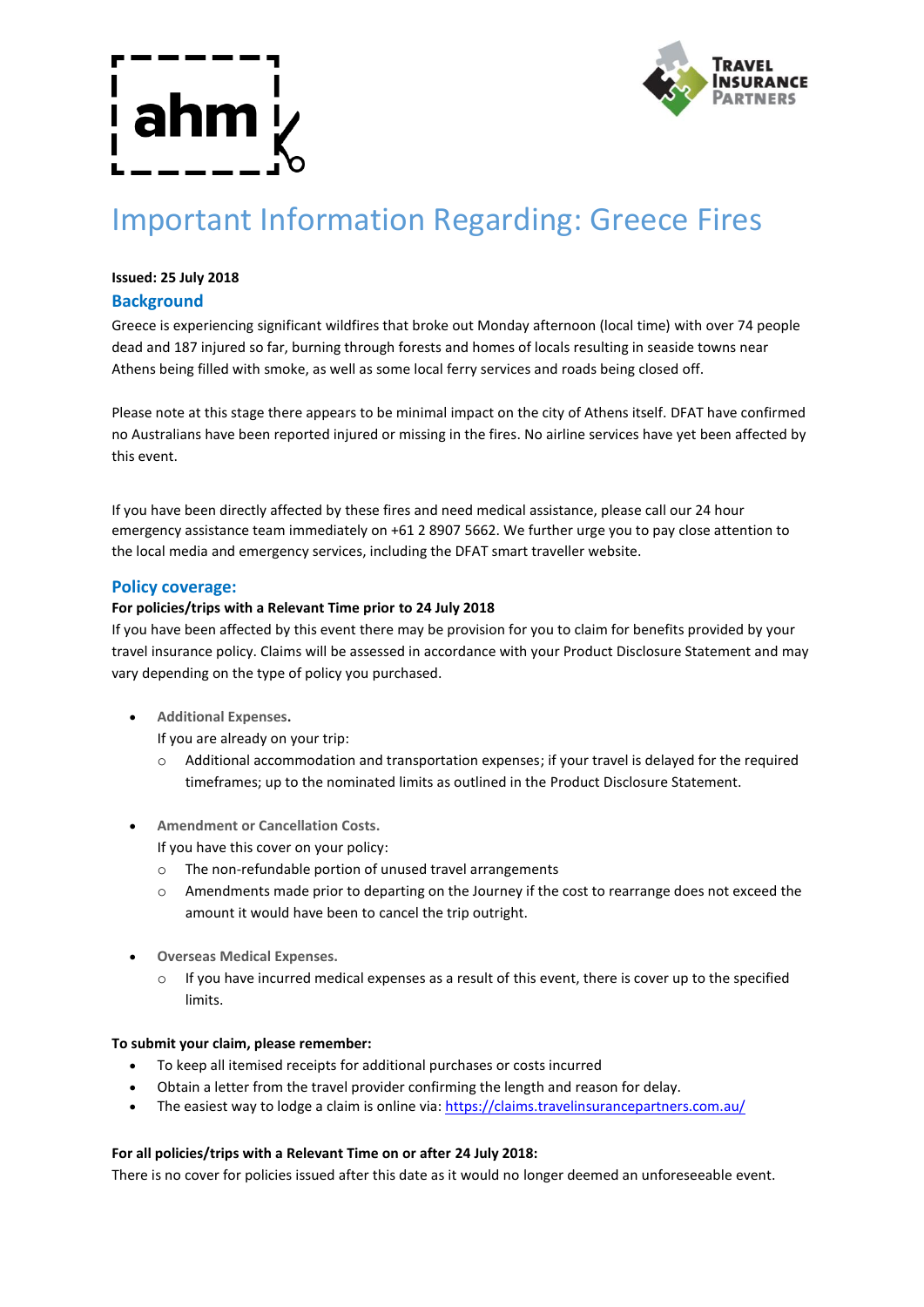# Important Information Regarding: Greece Fires

**Issued: 25 July 2018**

## Background

Greece is experiencing significant wildfires that broke out Monday afternoon (local time) with over 74 people dead and 187 injured so far, burning through forests and homes of locals resulting in seaside towns near Athens being filled with smoke, as well as some local ferry services and roads being closed off.

Please note at this stage there appears to be minimal impact on the city of Athens itself. DFAT have confirmed no Australians have been reported injured or missing in the fires. No airline services have yet been affected by this event.

If you have been directly affected by these fires and need medical assistance, please call our 24 hour emergency assistance team immediately on +61 2 8907 5662. We further urge you to pay close attention to the local media and emergency services, including the DFAT smart traveller website.

## Policy coverage:

**For policies/trips with a Relevant Time prior to 24 July 2018**

If you have been affected by this event there may be provision for you to claim for benefits provided by your travel insurance policy. Claims will be assessed in accordance with your Product Disclosure Statement and may vary depending on the type of policy you purchased.

- **Additional Expenses.**
  If you are already on your trip:
  - Additional accommodation and transportation expenses; if your travel is delayed for the required timeframes; up to the nominated limits as outlined in the Product Disclosure Statement.

- **Amendment or Cancellation Costs.**
  If you have this cover on your policy:
  - The non-refundable portion of unused travel arrangements
  - Amendments made prior to departing on the Journey if the cost to rearrange does not exceed the amount it would have been to cancel the trip outright.

- **Overseas Medical Expenses.**
  - If you have incurred medical expenses as a result of this event, there is cover up to the specified limits.

**To submit your claim, please remember:**

- To keep all itemised receipts for additional purchases or costs incurred
- Obtain a letter from the travel provider confirming the length and reason for delay.
- The easiest way to lodge a claim is online via: https://claims.travelinsurancepartners.com.au/

**For all policies/trips with a Relevant Time on or after 24 July 2018:**

There is no cover for policies issued after this date as it would no longer deemed an unforeseeable event.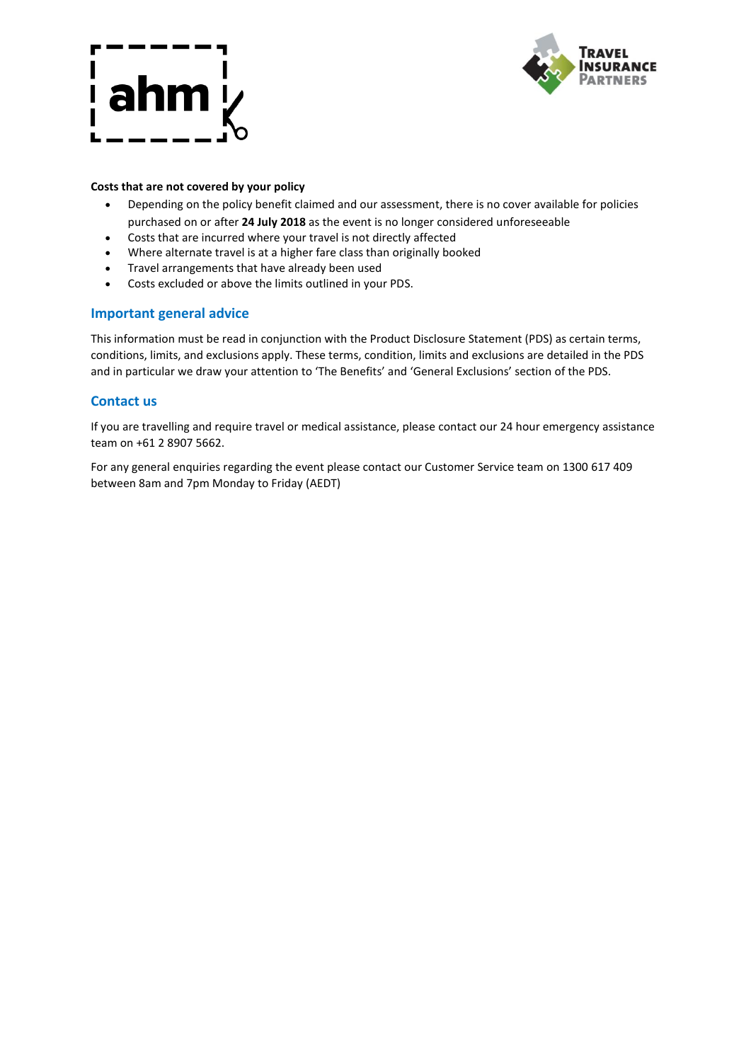**Costs that are not covered by your policy**

- Depending on the policy benefit claimed and our assessment, there is no cover available for policies purchased on or after **24 July 2018** as the event is no longer considered unforeseeable
- Costs that are incurred where your travel is not directly affected
- Where alternate travel is at a higher fare class than originally booked
- Travel arrangements that have already been used
- Costs excluded or above the limits outlined in your PDS.

## Important general advice

This information must be read in conjunction with the Product Disclosure Statement (PDS) as certain terms, conditions, limits, and exclusions apply. These terms, condition, limits and exclusions are detailed in the PDS and in particular we draw your attention to 'The Benefits' and 'General Exclusions' section of the PDS.

## Contact us

If you are travelling and require travel or medical assistance, please contact our 24 hour emergency assistance team on +61 2 8907 5662.

For any general enquiries regarding the event please contact our Customer Service team on 1300 617 409 between 8am and 7pm Monday to Friday (AEDT)